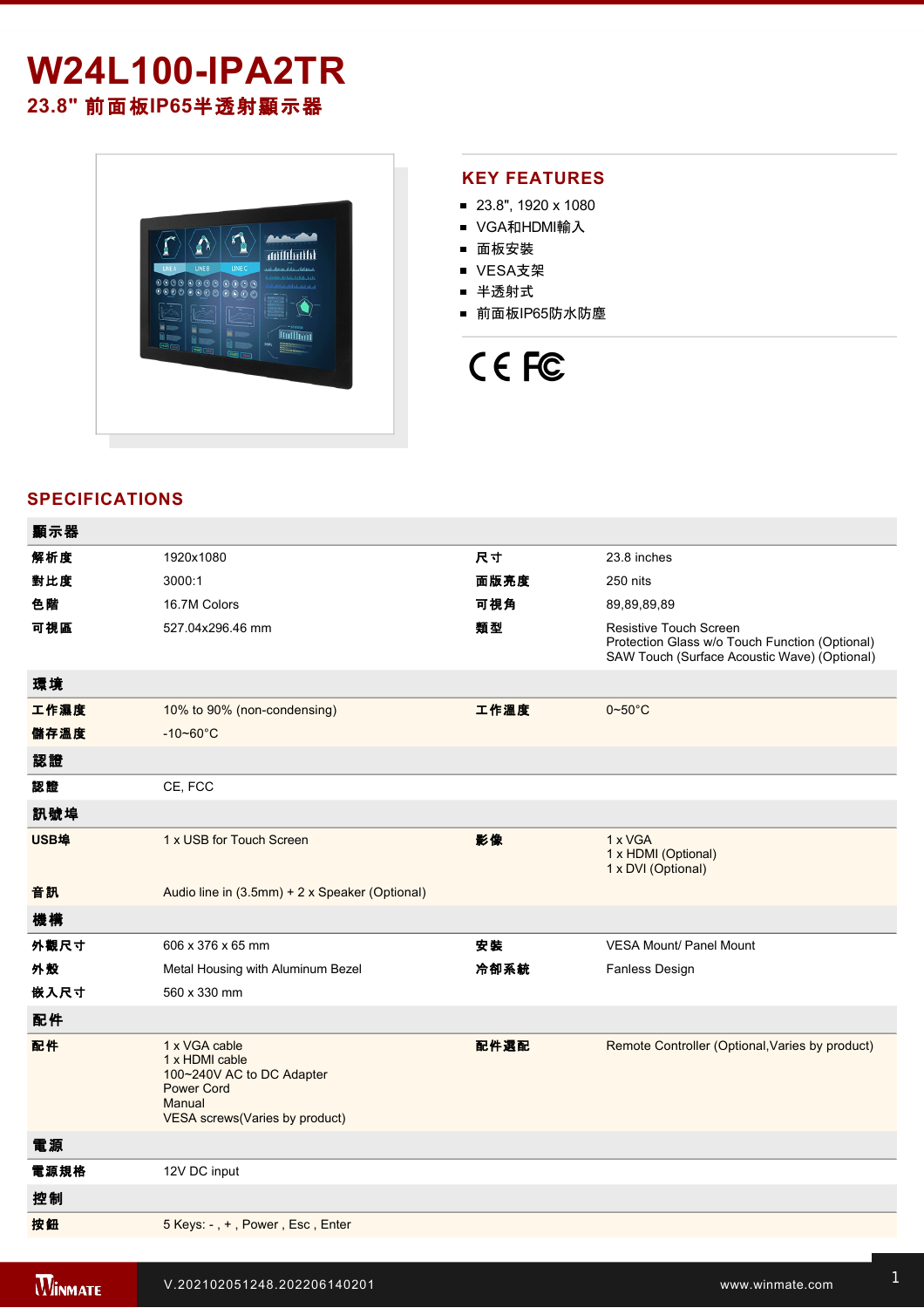# W24L100-IPA2TR

## 23.8" 前面板IP65半透射顯示器

## KEY FEATURES

- 23.8", 1920 x 1080
- VGA和HDMI輸入
- 面板安裝
- VESA支架
- 半透射式
- 前面板IP65防水防塵

## SPECIFICATIONS

| 顯示器 | | | |
|---|---|---|---|
| 解析度 | 1920x1080 | 尺寸 | 23.8 inches |
| 對比度 | 3000:1 | 面版亮度 | 250 nits |
| 色階 | 16.7M Colors | 可視角 | 89,89,89,89 |
| 可視區 | 527.04x296.46 mm | 類型 | Resistive Touch Screen<br>Protection Glass w/o Touch Function (Optional)<br>SAW Touch (Surface Acoustic Wave) (Optional) |
| **環境** | | | |
| 工作濕度 | 10% to 90% (non-condensing) | 工作溫度 | 0~50°C |
| 儲存溫度 | -10~60°C | | |
| **認證** | | | |
| 認證 | CE, FCC | | |
| **訊號埠** | | | |
| USB埠 | 1 x USB for Touch Screen | 影像 | 1 x VGA<br>1 x HDMI (Optional)<br>1 x DVI (Optional) |
| 音訊 | Audio line in (3.5mm) + 2 x Speaker (Optional) | | |
| **機構** | | | |
| 外觀尺寸 | 606 x 376 x 65 mm | 安裝 | VESA Mount/ Panel Mount |
| 外殼 | Metal Housing with Aluminum Bezel | 冷卻系統 | Fanless Design |
| 嵌入尺寸 | 560 x 330 mm | | |
| **配件** | | | |
| 配件 | 1 x VGA cable<br>1 x HDMI cable<br>100~240V AC to DC Adapter<br>Power Cord<br>Manual<br>VESA screws(Varies by product) | 配件選配 | Remote Controller (Optional,Varies by product) |
| **電源** | | | |
| 電源規格 | 12V DC input | | |
| **控制** | | | |
| 按鈕 | 5 Keys: - , + , Power , Esc , Enter | | |

V.202102051248.202206140201

www.winmate.com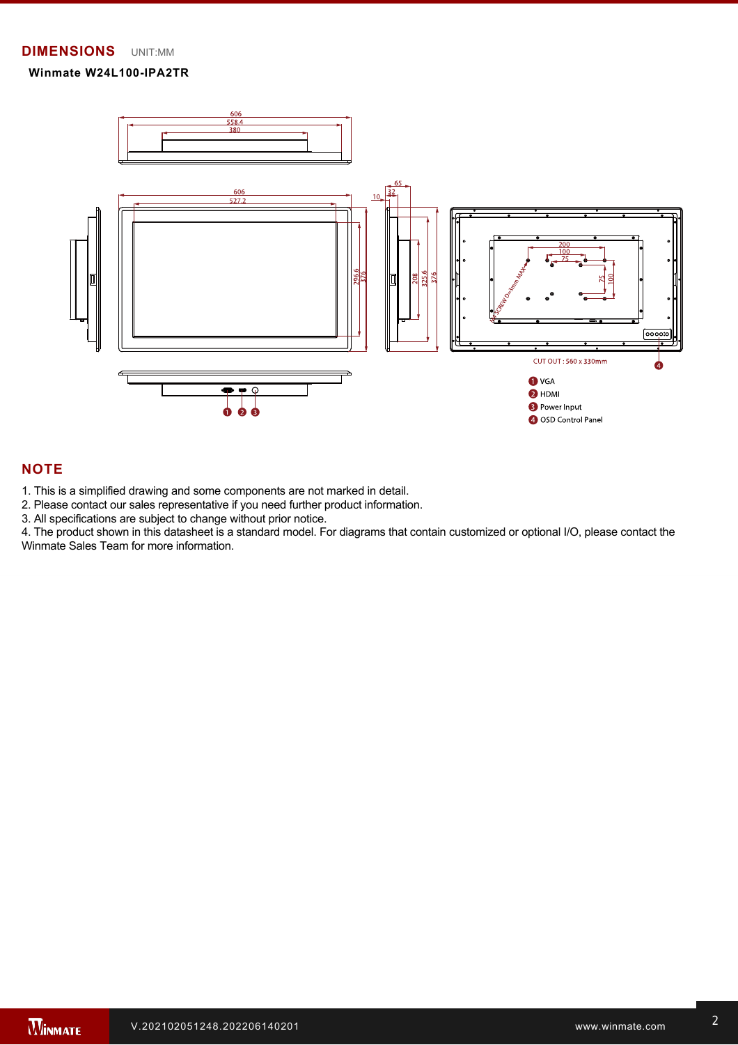## DIMENSIONS UNIT:MM

**Winmate W24L100-IPA2TR**

606
558.4
380

606
527.2
296.6
376

65
32
10
208
325.6
376

200
100
75
75
100
4-SCREW D=3mm MAX

CUT OUT : 560 x 330mm

1 VGA
2 HDMI
3 Power Input
4 OSD Control Panel

## NOTE

1. This is a simplified drawing and some components are not marked in detail.
2. Please contact our sales representative if you need further product information.
3. All specifications are subject to change without prior notice.
4. The product shown in this datasheet is a standard model. For diagrams that contain customized or optional I/O, please contact the Winmate Sales Team for more information.